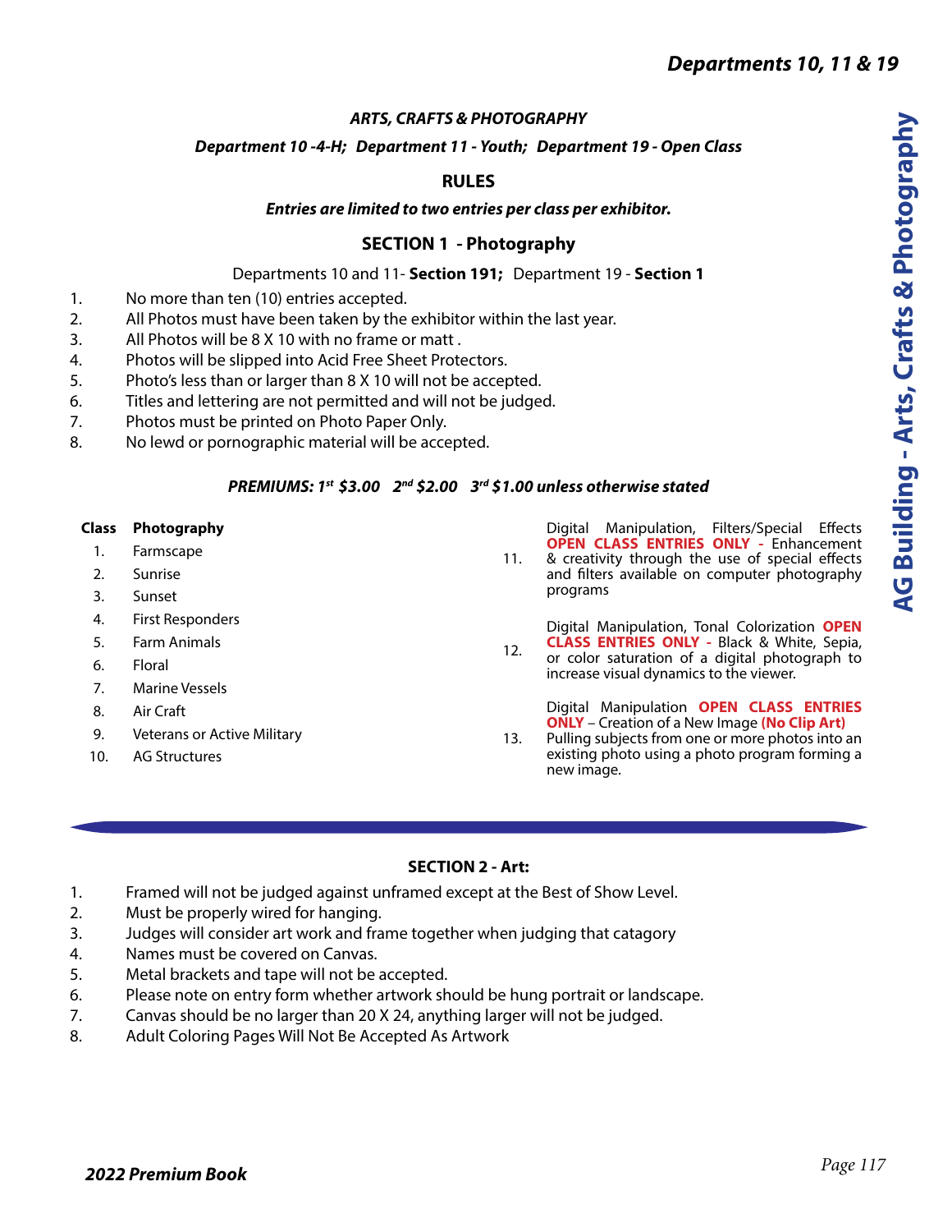### *ARTS, CRAFTS & PHOTOGRAPHY*

***Department 10 -4-H; Department 11 - Youth; Department 19 - Open Class***

## RULES

***Entries are limited to two entries per class per exhibitor.***

## SECTION 1 - Photography

Departments 10 and 11- **Section 191;** Department 19 - **Section 1**

1. No more than ten (10) entries accepted.
2. All Photos must have been taken by the exhibitor within the last year.
3. All Photos will be 8 X 10 with no frame or matt .
4. Photos will be slipped into Acid Free Sheet Protectors.
5. Photo's less than or larger than 8 X 10 will not be accepted.
6. Titles and lettering are not permitted and will not be judged.
7. Photos must be printed on Photo Paper Only.
8. No lewd or pornographic material will be accepted.

***PREMIUMS: 1st $3.00 2nd $2.00 3rd $1.00 unless otherwise stated***

| Class | Photography |
|---|---|
| 1. | Farmscape |
| 2. | Sunrise |
| 3. | Sunset |
| 4. | First Responders |
| 5. | Farm Animals |
| 6. | Floral |
| 7. | Marine Vessels |
| 8. | Air Craft |
| 9. | Veterans or Active Military |
| 10. | AG Structures |
| 11. | Digital Manipulation, Filters/Special Effects **OPEN CLASS ENTRIES ONLY -** Enhancement & creativity through the use of special effects and filters available on computer photography programs |
| 12. | Digital Manipulation, Tonal Colorization **OPEN CLASS ENTRIES ONLY -** Black & White, Sepia, or color saturation of a digital photograph to increase visual dynamics to the viewer. |
| 13. | Digital Manipulation **OPEN CLASS ENTRIES ONLY** – Creation of a New Image **(No Clip Art)** Pulling subjects from one or more photos into an existing photo using a photo program forming a new image. |

## SECTION 2 - Art:

1. Framed will not be judged against unframed except at the Best of Show Level.
2. Must be properly wired for hanging.
3. Judges will consider art work and frame together when judging that catagory
4. Names must be covered on Canvas.
5. Metal brackets and tape will not be accepted.
6. Please note on entry form whether artwork should be hung portrait or landscape.
7. Canvas should be no larger than 20 X 24, anything larger will not be judged.
8. Adult Coloring Pages Will Not Be Accepted As Artwork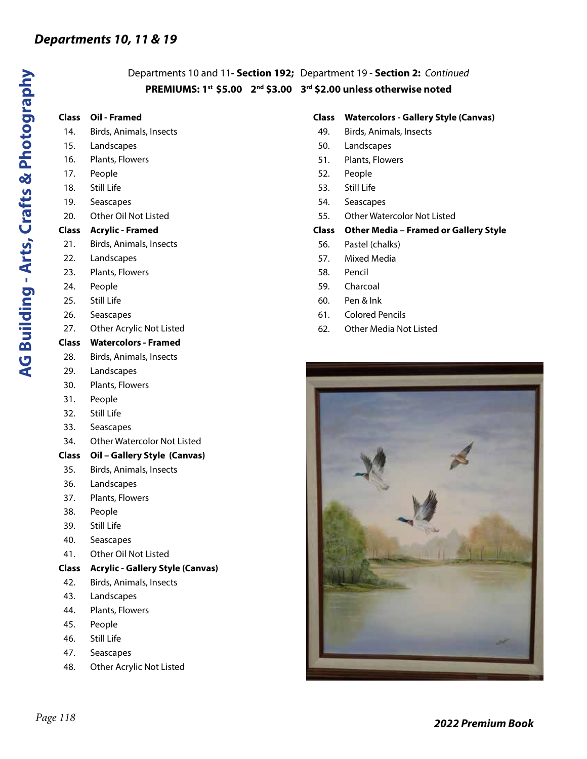Departments 10 and 11**- Section 192;** Department 19 - **Section 2:** *Continued*

**PREMIUMS: 1st $5.00 2nd $3.00 3rd $2.00 unless otherwise noted**

| Class | Oil - Framed |
|---|---|
| 14. | Birds, Animals, Insects |
| 15. | Landscapes |
| 16. | Plants, Flowers |
| 17. | People |
| 18. | Still Life |
| 19. | Seascapes |
| 20. | Other Oil Not Listed |

| Class | Acrylic - Framed |
|---|---|
| 21. | Birds, Animals, Insects |
| 22. | Landscapes |
| 23. | Plants, Flowers |
| 24. | People |
| 25. | Still Life |
| 26. | Seascapes |
| 27. | Other Acrylic Not Listed |

| Class | Watercolors - Framed |
|---|---|
| 28. | Birds, Animals, Insects |
| 29. | Landscapes |
| 30. | Plants, Flowers |
| 31. | People |
| 32. | Still Life |
| 33. | Seascapes |
| 34. | Other Watercolor Not Listed |

| Class | Oil – Gallery Style (Canvas) |
|---|---|
| 35. | Birds, Animals, Insects |
| 36. | Landscapes |
| 37. | Plants, Flowers |
| 38. | People |
| 39. | Still Life |
| 40. | Seascapes |
| 41. | Other Oil Not Listed |

| Class | Acrylic - Gallery Style (Canvas) |
|---|---|
| 42. | Birds, Animals, Insects |
| 43. | Landscapes |
| 44. | Plants, Flowers |
| 45. | People |
| 46. | Still Life |
| 47. | Seascapes |
| 48. | Other Acrylic Not Listed |

| Class | Watercolors - Gallery Style (Canvas) |
|---|---|
| 49. | Birds, Animals, Insects |
| 50. | Landscapes |
| 51. | Plants, Flowers |
| 52. | People |
| 53. | Still Life |
| 54. | Seascapes |
| 55. | Other Watercolor Not Listed |

| Class | Other Media – Framed or Gallery Style |
|---|---|
| 56. | Pastel (chalks) |
| 57. | Mixed Media |
| 58. | Pencil |
| 59. | Charcoal |
| 60. | Pen & Ink |
| 61. | Colored Pencils |
| 62. | Other Media Not Listed |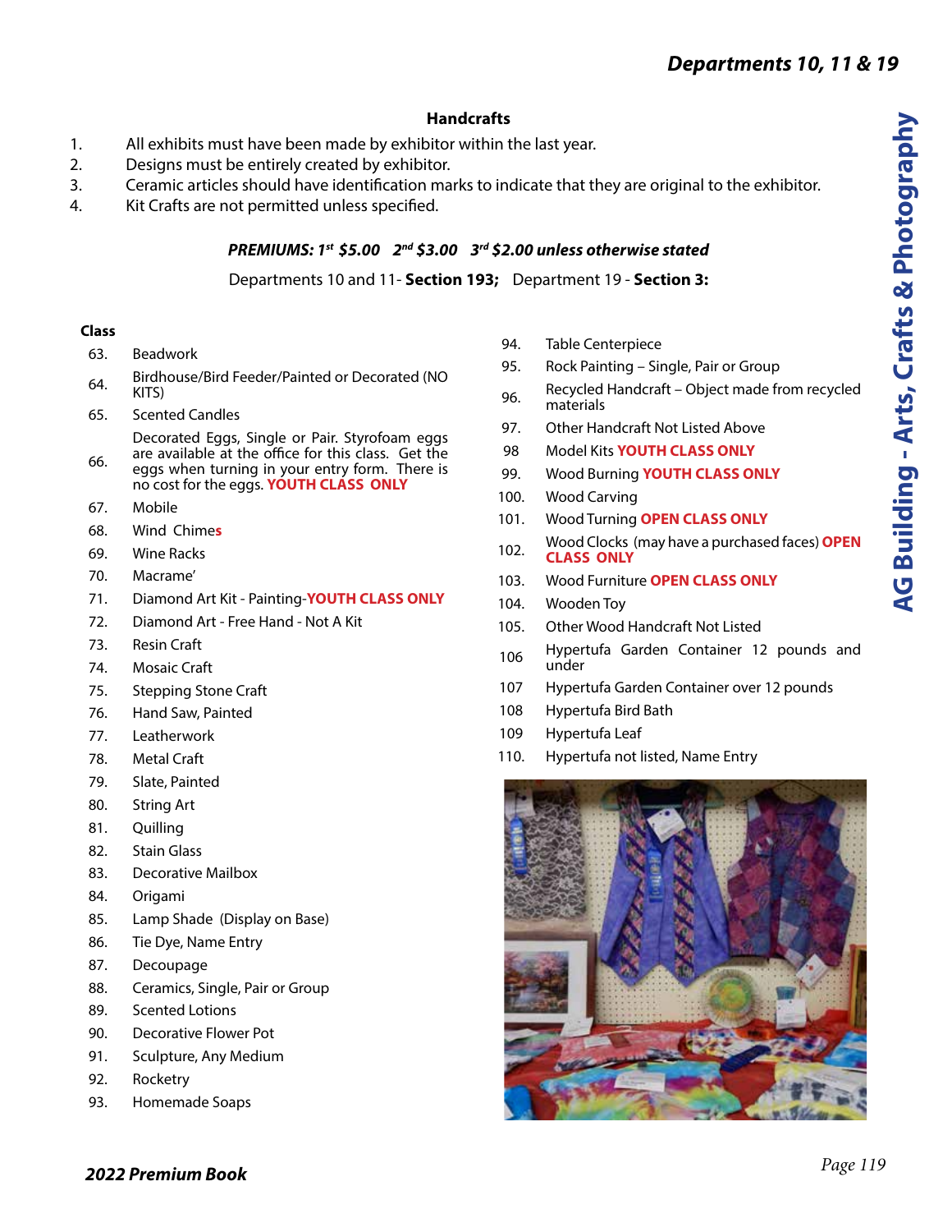## Handcrafts

1. All exhibits must have been made by exhibitor within the last year.
2. Designs must be entirely created by exhibitor.
3. Ceramic articles should have identification marks to indicate that they are original to the exhibitor.
4. Kit Crafts are not permitted unless specified.

***PREMIUMS: 1st $5.00 2nd $3.00 3rd $2.00 unless otherwise stated***

Departments 10 and 11- **Section 193;** Department 19 - **Section 3:**

**Class**

63. Beadwork
64. Birdhouse/Bird Feeder/Painted or Decorated (NO KITS)
65. Scented Candles
66. Decorated Eggs, Single or Pair. Styrofoam eggs are available at the office for this class. Get the eggs when turning in your entry form. There is no cost for the eggs. **YOUTH CLASS ONLY**
67. Mobile
68. Wind Chimes
69. Wine Racks
70. Macrame'
71. Diamond Art Kit - Painting-**YOUTH CLASS ONLY**
72. Diamond Art - Free Hand - Not A Kit
73. Resin Craft
74. Mosaic Craft
75. Stepping Stone Craft
76. Hand Saw, Painted
77. Leatherwork
78. Metal Craft
79. Slate, Painted
80. String Art
81. Quilling
82. Stain Glass
83. Decorative Mailbox
84. Origami
85. Lamp Shade (Display on Base)
86. Tie Dye, Name Entry
87. Decoupage
88. Ceramics, Single, Pair or Group
89. Scented Lotions
90. Decorative Flower Pot
91. Sculpture, Any Medium
92. Rocketry
93. Homemade Soaps
94. Table Centerpiece
95. Rock Painting – Single, Pair or Group
96. Recycled Handcraft – Object made from recycled materials
97. Other Handcraft Not Listed Above
98. Model Kits **YOUTH CLASS ONLY**
99. Wood Burning **YOUTH CLASS ONLY**
100. Wood Carving
101. Wood Turning **OPEN CLASS ONLY**
102. Wood Clocks (may have a purchased faces) **OPEN CLASS ONLY**
103. Wood Furniture **OPEN CLASS ONLY**
104. Wooden Toy
105. Other Wood Handcraft Not Listed
106. Hypertufa Garden Container 12 pounds and under
107. Hypertufa Garden Container over 12 pounds
108. Hypertufa Bird Bath
109. Hypertufa Leaf
110. Hypertufa not listed, Name Entry